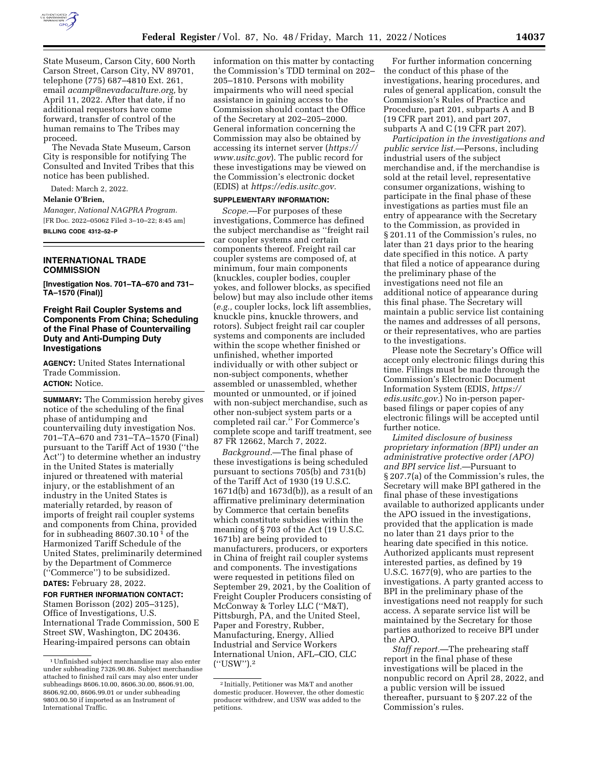State Museum, Carson City, 600 North Carson Street, Carson City, NV 89701, telephone (775) 687–4810 Ext. 261, email *acamp@nevadaculture.org,* by April 11, 2022. After that date, if no additional requestors have come forward, transfer of control of the human remains to The Tribes may proceed.

The Nevada State Museum, Carson City is responsible for notifying The Consulted and Invited Tribes that this notice has been published.

Dated: March 2, 2022.

**Melanie O'Brien,**

*Manager, National NAGPRA Program.*

[FR Doc. 2022–05062 Filed 3–10–22; 8:45 am]

**BILLING CODE 4312–52–P**

## INTERNATIONAL TRADE COMMISSION

**[Investigation Nos. 701–TA–670 and 731–TA–1570 (Final)]**

### Freight Rail Coupler Systems and Components From China; Scheduling of the Final Phase of Countervailing Duty and Anti-Dumping Duty Investigations

**AGENCY:** United States International Trade Commission.

**ACTION:** Notice.

**SUMMARY:** The Commission hereby gives notice of the scheduling of the final phase of antidumping and countervailing duty investigation Nos. 701–TA–670 and 731–TA–1570 (Final) pursuant to the Tariff Act of 1930 (''the Act'') to determine whether an industry in the United States is materially injured or threatened with material injury, or the establishment of an industry in the United States is materially retarded, by reason of imports of freight rail coupler systems and components from China, provided for in subheading 8607.30.10 [1] of the Harmonized Tariff Schedule of the United States, preliminarily determined by the Department of Commerce (''Commerce'') to be subsidized.

**DATES:** February 28, 2022.

**FOR FURTHER INFORMATION CONTACT:** Stamen Borisson (202) 205–3125), Office of Investigations, U.S. International Trade Commission, 500 E Street SW, Washington, DC 20436. Hearing-impaired persons can obtain information on this matter by contacting the Commission's TDD terminal on 202–205–1810. Persons with mobility impairments who will need special assistance in gaining access to the Commission should contact the Office of the Secretary at 202–205–2000. General information concerning the Commission may also be obtained by accessing its internet server (*https://www.usitc.gov*). The public record for these investigations may be viewed on the Commission's electronic docket (EDIS) at *https://edis.usitc.gov.*

**SUPPLEMENTARY INFORMATION:**

*Scope.*—For purposes of these investigations, Commerce has defined the subject merchandise as ''freight rail car coupler systems and certain components thereof. Freight rail car coupler systems are composed of, at minimum, four main components (knuckles, coupler bodies, coupler yokes, and follower blocks, as specified below) but may also include other items (*e.g.,* coupler locks, lock lift assemblies, knuckle pins, knuckle throwers, and rotors). Subject freight rail car coupler systems and components are included within the scope whether finished or unfinished, whether imported individually or with other subject or non-subject components, whether assembled or unassembled, whether mounted or unmounted, or if joined with non-subject merchandise, such as other non-subject system parts or a completed rail car.'' For Commerce's complete scope and tariff treatment, see 87 FR 12662, March 7, 2022.

*Background.*—The final phase of these investigations is being scheduled pursuant to sections 705(b) and 731(b) of the Tariff Act of 1930 (19 U.S.C. 1671d(b) and 1673d(b)), as a result of an affirmative preliminary determination by Commerce that certain benefits which constitute subsidies within the meaning of § 703 of the Act (19 U.S.C. 1671b) are being provided to manufacturers, producers, or exporters in China of freight rail coupler systems and components. The investigations were requested in petitions filed on September 29, 2021, by the Coalition of Freight Coupler Producers consisting of McConway & Torley LLC (''M&T), Pittsburgh, PA, and the United Steel, Paper and Forestry, Rubber, Manufacturing, Energy, Allied Industrial and Service Workers International Union, AFL–CIO, CLC (''USW'').[2]

For further information concerning the conduct of this phase of the investigations, hearing procedures, and rules of general application, consult the Commission's Rules of Practice and Procedure, part 201, subparts A and B (19 CFR part 201), and part 207, subparts A and C (19 CFR part 207).

*Participation in the investigations and public service list.*—Persons, including industrial users of the subject merchandise and, if the merchandise is sold at the retail level, representative consumer organizations, wishing to participate in the final phase of these investigations as parties must file an entry of appearance with the Secretary to the Commission, as provided in § 201.11 of the Commission's rules, no later than 21 days prior to the hearing date specified in this notice. A party that filed a notice of appearance during the preliminary phase of the investigations need not file an additional notice of appearance during this final phase. The Secretary will maintain a public service list containing the names and addresses of all persons, or their representatives, who are parties to the investigations.

Please note the Secretary's Office will accept only electronic filings during this time. Filings must be made through the Commission's Electronic Document Information System (EDIS, *https://edis.usitc.gov.*) No in-person paper-based filings or paper copies of any electronic filings will be accepted until further notice.

*Limited disclosure of business proprietary information (BPI) under an administrative protective order (APO) and BPI service list.*—Pursuant to § 207.7(a) of the Commission's rules, the Secretary will make BPI gathered in the final phase of these investigations available to authorized applicants under the APO issued in the investigations, provided that the application is made no later than 21 days prior to the hearing date specified in this notice. Authorized applicants must represent interested parties, as defined by 19 U.S.C. 1677(9), who are parties to the investigations. A party granted access to BPI in the preliminary phase of the investigations need not reapply for such access. A separate service list will be maintained by the Secretary for those parties authorized to receive BPI under the APO.

*Staff report.*—The prehearing staff report in the final phase of these investigations will be placed in the nonpublic record on April 28, 2022, and a public version will be issued thereafter, pursuant to § 207.22 of the Commission's rules.

---

[1] Unfinished subject merchandise may also enter under subheading 7326.90.86. Subject merchandise attached to finished rail cars may also enter under subheadings 8606.10.00, 8606.30.00, 8606.91.00, 8606.92.00, 8606.99.01 or under subheading 9803.00.50 if imported as an Instrument of International Traffic.

[2] Initially, Petitioner was M&T and another domestic producer. However, the other domestic producer withdrew, and USW was added to the petitions.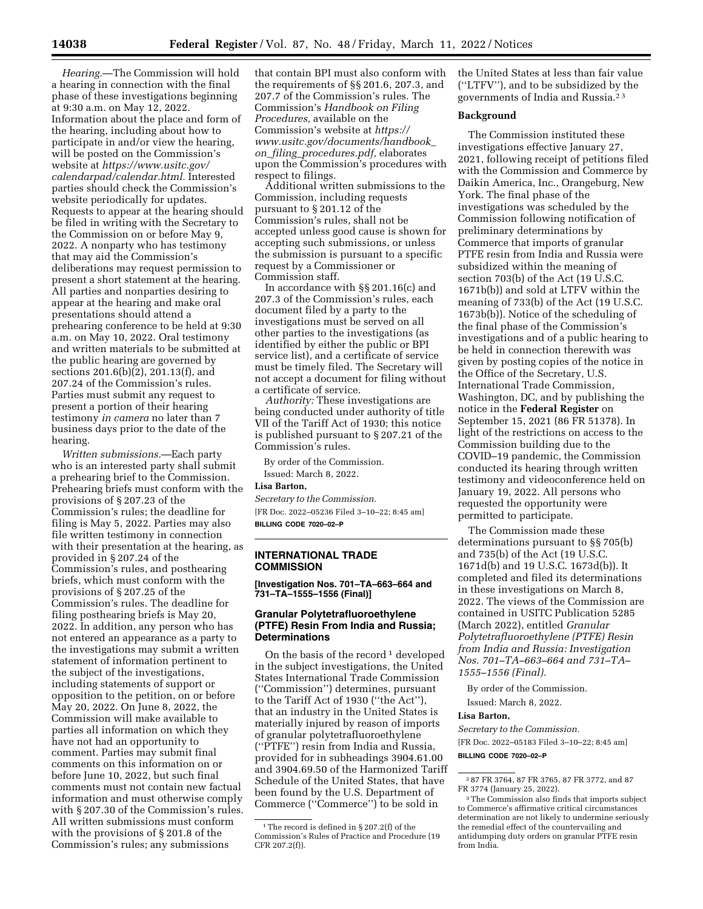*Hearing.*—The Commission will hold a hearing in connection with the final phase of these investigations beginning at 9:30 a.m. on May 12, 2022. Information about the place and form of the hearing, including about how to participate in and/or view the hearing, will be posted on the Commission's website at *https://www.usitc.gov/calendarpad/calendar.html.* Interested parties should check the Commission's website periodically for updates. Requests to appear at the hearing should be filed in writing with the Secretary to the Commission on or before May 9, 2022. A nonparty who has testimony that may aid the Commission's deliberations may request permission to present a short statement at the hearing. All parties and nonparties desiring to appear at the hearing and make oral presentations should attend a prehearing conference to be held at 9:30 a.m. on May 10, 2022. Oral testimony and written materials to be submitted at the public hearing are governed by sections 201.6(b)(2), 201.13(f), and 207.24 of the Commission's rules. Parties must submit any request to present a portion of their hearing testimony *in camera* no later than 7 business days prior to the date of the hearing.

*Written submissions.*—Each party who is an interested party shall submit a prehearing brief to the Commission. Prehearing briefs must conform with the provisions of § 207.23 of the Commission's rules; the deadline for filing is May 5, 2022. Parties may also file written testimony in connection with their presentation at the hearing, as provided in § 207.24 of the Commission's rules, and posthearing briefs, which must conform with the provisions of § 207.25 of the Commission's rules. The deadline for filing posthearing briefs is May 20, 2022. In addition, any person who has not entered an appearance as a party to the investigations may submit a written statement of information pertinent to the subject of the investigations, including statements of support or opposition to the petition, on or before May 20, 2022. On June 8, 2022, the Commission will make available to parties all information on which they have not had an opportunity to comment. Parties may submit final comments on this information on or before June 10, 2022, but such final comments must not contain new factual information and must otherwise comply with § 207.30 of the Commission's rules. All written submissions must conform with the provisions of § 201.8 of the Commission's rules; any submissions that contain BPI must also conform with the requirements of §§ 201.6, 207.3, and 207.7 of the Commission's rules. The Commission's *Handbook on Filing Procedures,* available on the Commission's website at *https://www.usitc.gov/documents/handbook_on_filing_procedures.pdf,* elaborates upon the Commission's procedures with respect to filings.

Additional written submissions to the Commission, including requests pursuant to § 201.12 of the Commission's rules, shall not be accepted unless good cause is shown for accepting such submissions, or unless the submission is pursuant to a specific request by a Commissioner or Commission staff.

In accordance with §§ 201.16(c) and 207.3 of the Commission's rules, each document filed by a party to the investigations must be served on all other parties to the investigations (as identified by either the public or BPI service list), and a certificate of service must be timely filed. The Secretary will not accept a document for filing without a certificate of service.

*Authority:* These investigations are being conducted under authority of title VII of the Tariff Act of 1930; this notice is published pursuant to § 207.21 of the Commission's rules.

By order of the Commission.

Issued: March 8, 2022.

**Lisa Barton,**

*Secretary to the Commission.*

[FR Doc. 2022–05236 Filed 3–10–22; 8:45 am]

**BILLING CODE 7020–02–P**

## INTERNATIONAL TRADE COMMISSION

**[Investigation Nos. 701–TA–663–664 and 731–TA–1555–1556 (Final)]**

## Granular Polytetrafluoroethylene (PTFE) Resin From India and Russia; Determinations

On the basis of the record[1] developed in the subject investigations, the United States International Trade Commission (''Commission'') determines, pursuant to the Tariff Act of 1930 (''the Act''), that an industry in the United States is materially injured by reason of imports of granular polytetrafluoroethylene (''PTFE'') resin from India and Russia, provided for in subheadings 3904.61.00 and 3904.69.50 of the Harmonized Tariff Schedule of the United States, that have been found by the U.S. Department of Commerce (''Commerce'') to be sold in the United States at less than fair value (''LTFV''), and to be subsidized by the governments of India and Russia.[2] [3]

### Background

The Commission instituted these investigations effective January 27, 2021, following receipt of petitions filed with the Commission and Commerce by Daikin America, Inc., Orangeburg, New York. The final phase of the investigations was scheduled by the Commission following notification of preliminary determinations by Commerce that imports of granular PTFE resin from India and Russia were subsidized within the meaning of section 703(b) of the Act (19 U.S.C. 1671b(b)) and sold at LTFV within the meaning of 733(b) of the Act (19 U.S.C. 1673b(b)). Notice of the scheduling of the final phase of the Commission's investigations and of a public hearing to be held in connection therewith was given by posting copies of the notice in the Office of the Secretary, U.S. International Trade Commission, Washington, DC, and by publishing the notice in the **Federal Register** on September 15, 2021 (86 FR 51378). In light of the restrictions on access to the Commission building due to the COVID–19 pandemic, the Commission conducted its hearing through written testimony and videoconference held on January 19, 2022. All persons who requested the opportunity were permitted to participate.

The Commission made these determinations pursuant to §§ 705(b) and 735(b) of the Act (19 U.S.C. 1671d(b) and 19 U.S.C. 1673d(b)). It completed and filed its determinations in these investigations on March 8, 2022. The views of the Commission are contained in USITC Publication 5285 (March 2022), entitled *Granular Polytetrafluoroethylene (PTFE) Resin from India and Russia: Investigation Nos. 701–TA–663–664 and 731–TA–1555–1556 (Final).*

By order of the Commission.

Issued: March 8, 2022.

**Lisa Barton,**

*Secretary to the Commission.*

[FR Doc. 2022–05183 Filed 3–10–22; 8:45 am]

**BILLING CODE 7020–02–P**

---

[1] The record is defined in § 207.2(f) of the Commission's Rules of Practice and Procedure (19 CFR 207.2(f)).

[2] 87 FR 3764, 87 FR 3765, 87 FR 3772, and 87 FR 3774 (January 25, 2022).

[3] The Commission also finds that imports subject to Commerce's affirmative critical circumstances determination are not likely to undermine seriously the remedial effect of the countervailing and antidumping duty orders on granular PTFE resin from India.